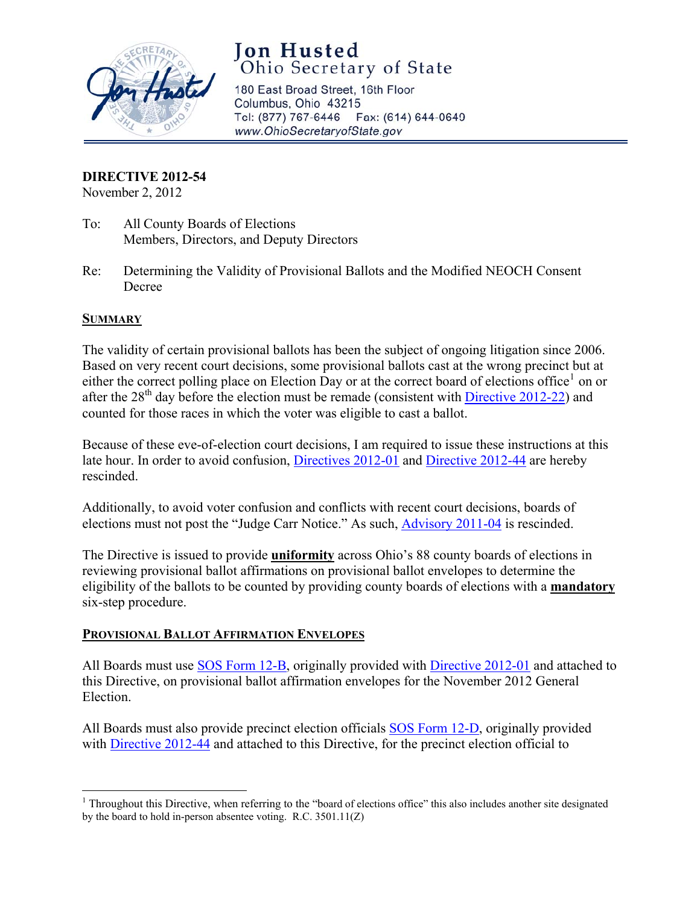# Jon Husted
## Ohio Secretary of State

180 East Broad Street, 16th Floor
Columbus, Ohio 43215
Tel: (877) 767-6446 Fax: (614) 644-0649
www.OhioSecretaryofState.gov

**DIRECTIVE 2012-54**
November 2, 2012

To: All County Boards of Elections
Members, Directors, and Deputy Directors

Re: Determining the Validity of Provisional Ballots and the Modified NEOCH Consent Decree

**SUMMARY**

The validity of certain provisional ballots has been the subject of ongoing litigation since 2006. Based on very recent court decisions, some provisional ballots cast at the wrong precinct but at either the correct polling place on Election Day or at the correct board of elections office[1] on or after the 28th day before the election must be remade (consistent with Directive 2012-22) and counted for those races in which the voter was eligible to cast a ballot.

Because of these eve-of-election court decisions, I am required to issue these instructions at this late hour. In order to avoid confusion, Directives 2012-01 and Directive 2012-44 are hereby rescinded.

Additionally, to avoid voter confusion and conflicts with recent court decisions, boards of elections must not post the "Judge Carr Notice." As such, Advisory 2011-04 is rescinded.

The Directive is issued to provide **uniformity** across Ohio's 88 county boards of elections in reviewing provisional ballot affirmations on provisional ballot envelopes to determine the eligibility of the ballots to be counted by providing county boards of elections with a **mandatory** six-step procedure.

**PROVISIONAL BALLOT AFFIRMATION ENVELOPES**

All Boards must use SOS Form 12-B, originally provided with Directive 2012-01 and attached to this Directive, on provisional ballot affirmation envelopes for the November 2012 General Election.

All Boards must also provide precinct election officials SOS Form 12-D, originally provided with Directive 2012-44 and attached to this Directive, for the precinct election official to

---

[1] Throughout this Directive, when referring to the "board of elections office" this also includes another site designated by the board to hold in-person absentee voting. R.C. 3501.11(Z)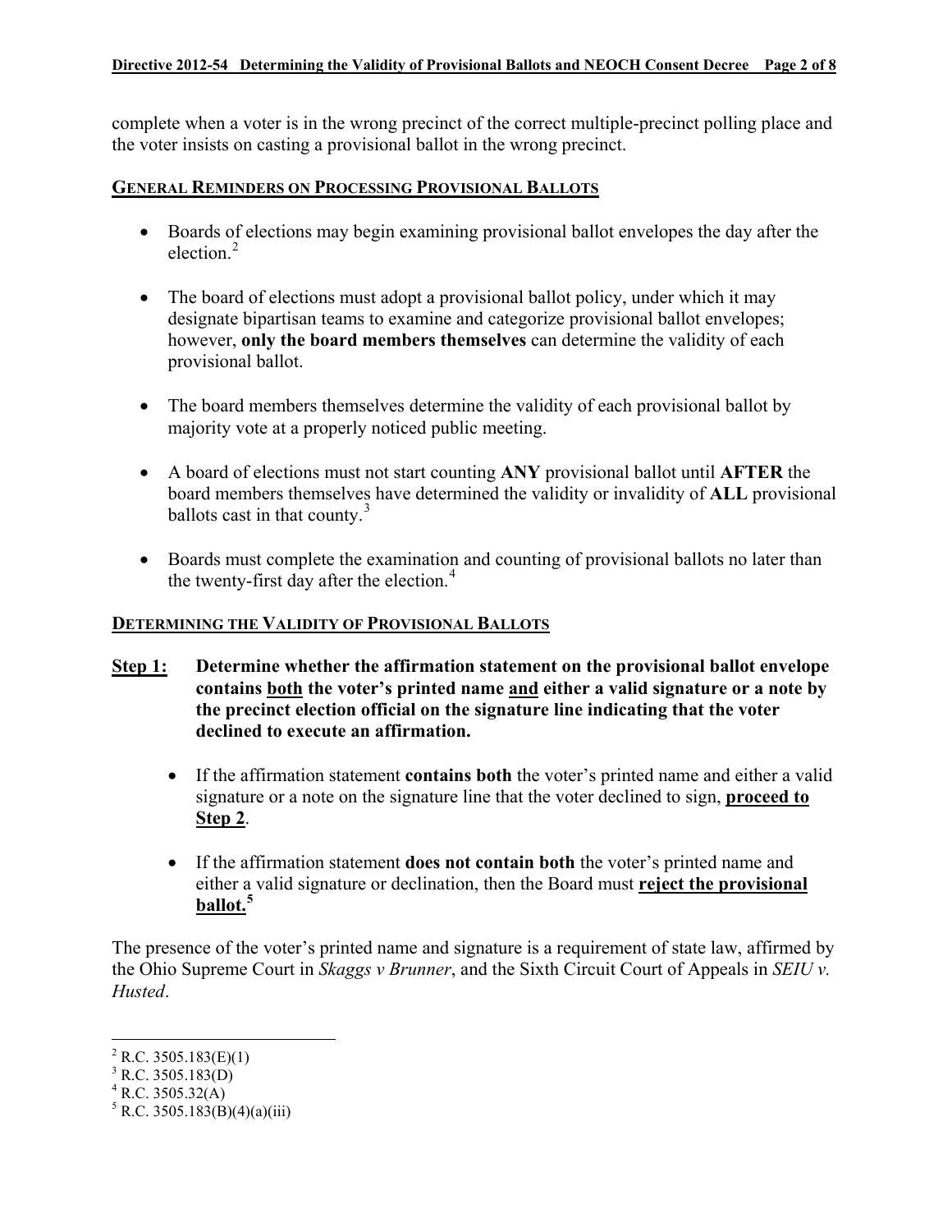complete when a voter is in the wrong precinct of the correct multiple-precinct polling place and the voter insists on casting a provisional ballot in the wrong precinct.

## GENERAL REMINDERS ON PROCESSING PROVISIONAL BALLOTS

- Boards of elections may begin examining provisional ballot envelopes the day after the election.[2]
- The board of elections must adopt a provisional ballot policy, under which it may designate bipartisan teams to examine and categorize provisional ballot envelopes; however, **only the board members themselves** can determine the validity of each provisional ballot.
- The board members themselves determine the validity of each provisional ballot by majority vote at a properly noticed public meeting.
- A board of elections must not start counting **ANY** provisional ballot until **AFTER** the board members themselves have determined the validity or invalidity of **ALL** provisional ballots cast in that county.[3]
- Boards must complete the examination and counting of provisional ballots no later than the twenty-first day after the election.[4]

## DETERMINING THE VALIDITY OF PROVISIONAL BALLOTS

**Step 1: Determine whether the affirmation statement on the provisional ballot envelope contains both the voter's printed name and either a valid signature or a note by the precinct election official on the signature line indicating that the voter declined to execute an affirmation.**

- If the affirmation statement **contains both** the voter's printed name and either a valid signature or a note on the signature line that the voter declined to sign, **proceed to Step 2**.
- If the affirmation statement **does not contain both** the voter's printed name and either a valid signature or declination, then the Board must **reject the provisional ballot.**[5]

The presence of the voter's printed name and signature is a requirement of state law, affirmed by the Ohio Supreme Court in *Skaggs v Brunner*, and the Sixth Circuit Court of Appeals in *SEIU v. Husted*.

---

[2] R.C. 3505.183(E)(1)
[3] R.C. 3505.183(D)
[4] R.C. 3505.32(A)
[5] R.C. 3505.183(B)(4)(a)(iii)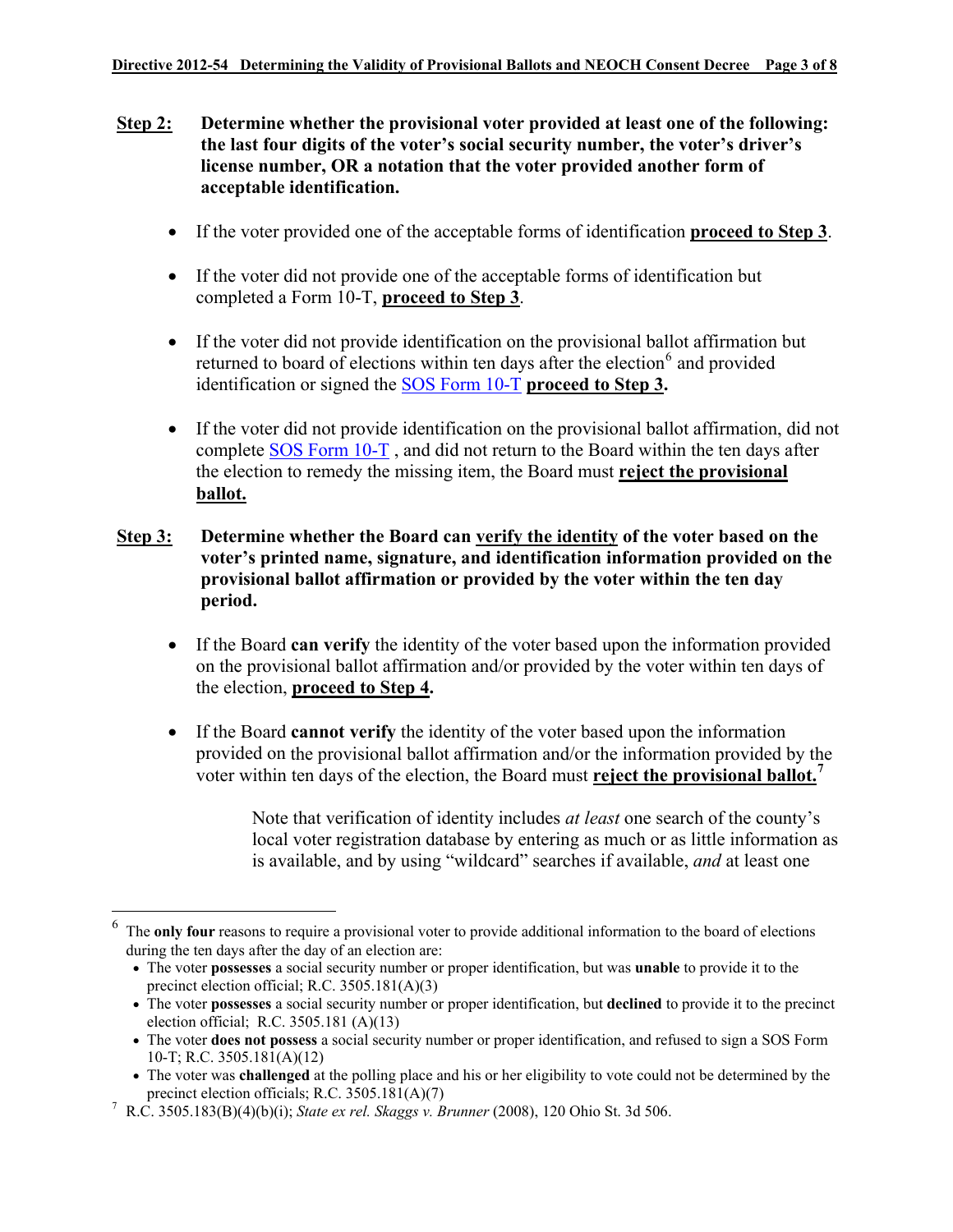**Step 2:** **Determine whether the provisional voter provided at least one of the following: the last four digits of the voter's social security number, the voter's driver's license number, OR a notation that the voter provided another form of acceptable identification.**

- If the voter provided one of the acceptable forms of identification **proceed to Step 3**.
- If the voter did not provide one of the acceptable forms of identification but completed a Form 10-T, **proceed to Step 3**.
- If the voter did not provide identification on the provisional ballot affirmation but returned to board of elections within ten days after the election[6] and provided identification or signed the SOS Form 10-T **proceed to Step 3.**
- If the voter did not provide identification on the provisional ballot affirmation, did not complete SOS Form 10-T , and did not return to the Board within the ten days after the election to remedy the missing item, the Board must **reject the provisional ballot.**

**Step 3:** **Determine whether the Board can verify the identity of the voter based on the voter's printed name, signature, and identification information provided on the provisional ballot affirmation or provided by the voter within the ten day period.**

- If the Board **can verify** the identity of the voter based upon the information provided on the provisional ballot affirmation and/or provided by the voter within ten days of the election, **proceed to Step 4.**
- If the Board **cannot verify** the identity of the voter based upon the information provided on the provisional ballot affirmation and/or the information provided by the voter within ten days of the election, the Board must **reject the provisional ballot.**[7]

Note that verification of identity includes *at least* one search of the county's local voter registration database by entering as much or as little information as is available, and by using "wildcard" searches if available, *and* at least one

---

[6] The **only four** reasons to require a provisional voter to provide additional information to the board of elections during the ten days after the day of an election are:
- The voter **possesses** a social security number or proper identification, but was **unable** to provide it to the precinct election official; R.C. 3505.181(A)(3)
- The voter **possesses** a social security number or proper identification, but **declined** to provide it to the precinct election official; R.C. 3505.181 (A)(13)
- The voter **does not possess** a social security number or proper identification, and refused to sign a SOS Form 10-T; R.C. 3505.181(A)(12)
- The voter was **challenged** at the polling place and his or her eligibility to vote could not be determined by the precinct election officials; R.C. 3505.181(A)(7)

[7] R.C. 3505.183(B)(4)(b)(i); *State ex rel. Skaggs v. Brunner* (2008), 120 Ohio St. 3d 506.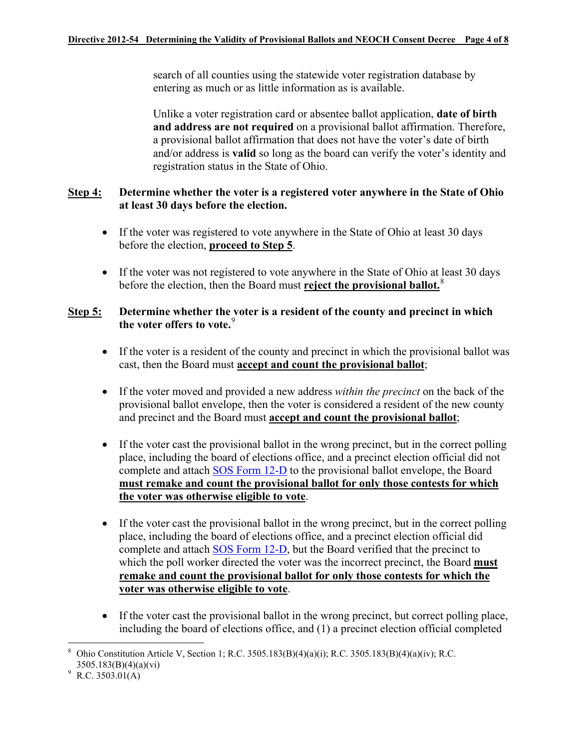search of all counties using the statewide voter registration database by entering as much or as little information as is available.

Unlike a voter registration card or absentee ballot application, **date of birth and address are not required** on a provisional ballot affirmation. Therefore, a provisional ballot affirmation that does not have the voter's date of birth and/or address is **valid** so long as the board can verify the voter's identity and registration status in the State of Ohio.

**Step 4: Determine whether the voter is a registered voter anywhere in the State of Ohio at least 30 days before the election.**

- If the voter was registered to vote anywhere in the State of Ohio at least 30 days before the election, **proceed to Step 5**.
- If the voter was not registered to vote anywhere in the State of Ohio at least 30 days before the election, then the Board must **reject the provisional ballot.**[8]

**Step 5: Determine whether the voter is a resident of the county and precinct in which the voter offers to vote.**[9]

- If the voter is a resident of the county and precinct in which the provisional ballot was cast, then the Board must **accept and count the provisional ballot**;
- If the voter moved and provided a new address *within the precinct* on the back of the provisional ballot envelope, then the voter is considered a resident of the new county and precinct and the Board must **accept and count the provisional ballot**;
- If the voter cast the provisional ballot in the wrong precinct, but in the correct polling place, including the board of elections office, and a precinct election official did not complete and attach SOS Form 12-D to the provisional ballot envelope, the Board **must remake and count the provisional ballot for only those contests for which the voter was otherwise eligible to vote**.
- If the voter cast the provisional ballot in the wrong precinct, but in the correct polling place, including the board of elections office, and a precinct election official did complete and attach SOS Form 12-D, but the Board verified that the precinct to which the poll worker directed the voter was the incorrect precinct, the Board **must remake and count the provisional ballot for only those contests for which the voter was otherwise eligible to vote**.
- If the voter cast the provisional ballot in the wrong precinct, but correct polling place, including the board of elections office, and (1) a precinct election official completed

---

[8] Ohio Constitution Article V, Section 1; R.C. 3505.183(B)(4)(a)(i); R.C. 3505.183(B)(4)(a)(iv); R.C. 3505.183(B)(4)(a)(vi)

[9] R.C. 3503.01(A)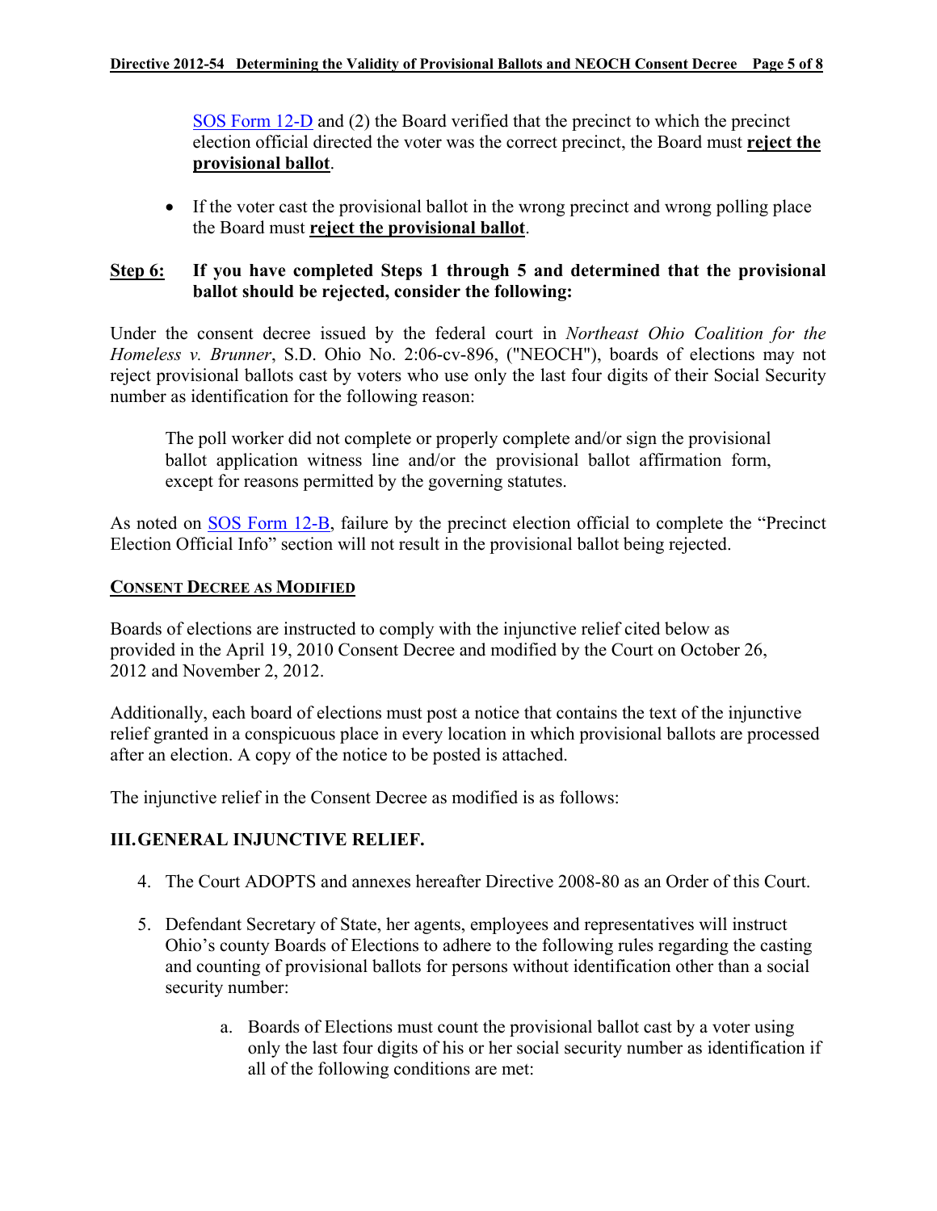SOS Form 12-D and (2) the Board verified that the precinct to which the precinct election official directed the voter was the correct precinct, the Board must **reject the provisional ballot**.

- If the voter cast the provisional ballot in the wrong precinct and wrong polling place the Board must **reject the provisional ballot**.

**Step 6: If you have completed Steps 1 through 5 and determined that the provisional ballot should be rejected, consider the following:**

Under the consent decree issued by the federal court in *Northeast Ohio Coalition for the Homeless v. Brunner*, S.D. Ohio No. 2:06-cv-896, ("NEOCH"), boards of elections may not reject provisional ballots cast by voters who use only the last four digits of their Social Security number as identification for the following reason:

> The poll worker did not complete or properly complete and/or sign the provisional ballot application witness line and/or the provisional ballot affirmation form, except for reasons permitted by the governing statutes.

As noted on SOS Form 12-B, failure by the precinct election official to complete the "Precinct Election Official Info" section will not result in the provisional ballot being rejected.

## CONSENT DECREE AS MODIFIED

Boards of elections are instructed to comply with the injunctive relief cited below as provided in the April 19, 2010 Consent Decree and modified by the Court on October 26, 2012 and November 2, 2012.

Additionally, each board of elections must post a notice that contains the text of the injunctive relief granted in a conspicuous place in every location in which provisional ballots are processed after an election. A copy of the notice to be posted is attached.

The injunctive relief in the Consent Decree as modified is as follows:

### III. GENERAL INJUNCTIVE RELIEF.

4. The Court ADOPTS and annexes hereafter Directive 2008-80 as an Order of this Court.

5. Defendant Secretary of State, her agents, employees and representatives will instruct Ohio's county Boards of Elections to adhere to the following rules regarding the casting and counting of provisional ballots for persons without identification other than a social security number:

    a. Boards of Elections must count the provisional ballot cast by a voter using only the last four digits of his or her social security number as identification if all of the following conditions are met: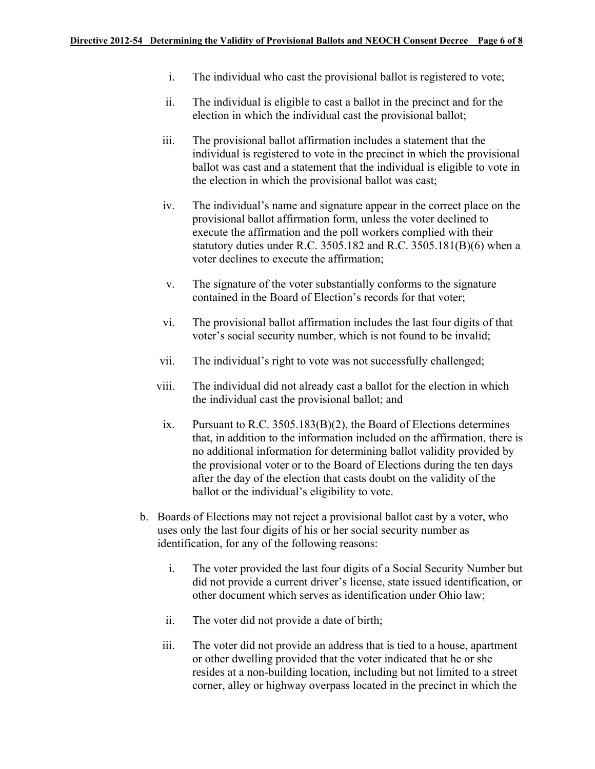i. The individual who cast the provisional ballot is registered to vote;

ii. The individual is eligible to cast a ballot in the precinct and for the election in which the individual cast the provisional ballot;

iii. The provisional ballot affirmation includes a statement that the individual is registered to vote in the precinct in which the provisional ballot was cast and a statement that the individual is eligible to vote in the election in which the provisional ballot was cast;

iv. The individual's name and signature appear in the correct place on the provisional ballot affirmation form, unless the voter declined to execute the affirmation and the poll workers complied with their statutory duties under R.C. 3505.182 and R.C. 3505.181(B)(6) when a voter declines to execute the affirmation;

v. The signature of the voter substantially conforms to the signature contained in the Board of Election's records for that voter;

vi. The provisional ballot affirmation includes the last four digits of that voter's social security number, which is not found to be invalid;

vii. The individual's right to vote was not successfully challenged;

viii. The individual did not already cast a ballot for the election in which the individual cast the provisional ballot; and

ix. Pursuant to R.C. 3505.183(B)(2), the Board of Elections determines that, in addition to the information included on the affirmation, there is no additional information for determining ballot validity provided by the provisional voter or to the Board of Elections during the ten days after the day of the election that casts doubt on the validity of the ballot or the individual's eligibility to vote.

b. Boards of Elections may not reject a provisional ballot cast by a voter, who uses only the last four digits of his or her social security number as identification, for any of the following reasons:

i. The voter provided the last four digits of a Social Security Number but did not provide a current driver's license, state issued identification, or other document which serves as identification under Ohio law;

ii. The voter did not provide a date of birth;

iii. The voter did not provide an address that is tied to a house, apartment or other dwelling provided that the voter indicated that he or she resides at a non-building location, including but not limited to a street corner, alley or highway overpass located in the precinct in which the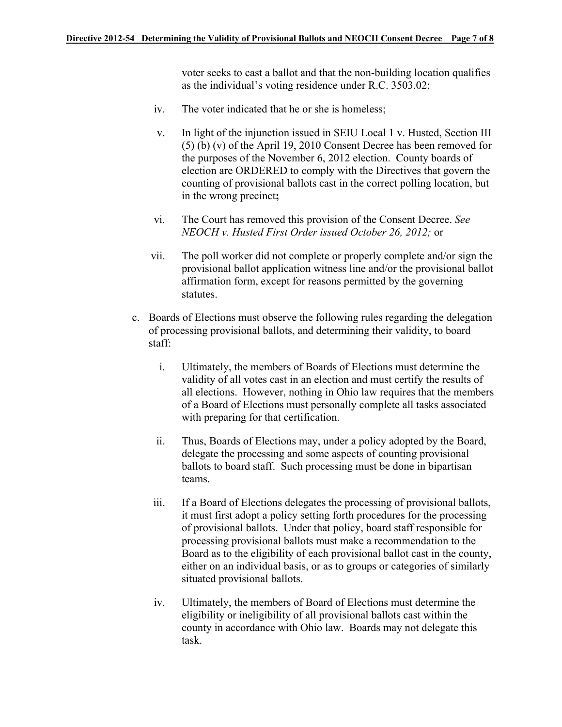voter seeks to cast a ballot and that the non-building location qualifies as the individual's voting residence under R.C. 3503.02;

iv. The voter indicated that he or she is homeless;

v. In light of the injunction issued in SEIU Local 1 v. Husted, Section III (5) (b) (v) of the April 19, 2010 Consent Decree has been removed for the purposes of the November 6, 2012 election. County boards of election are ORDERED to comply with the Directives that govern the counting of provisional ballots cast in the correct polling location, but in the wrong precinct**;**

vi. The Court has removed this provision of the Consent Decree. *See NEOCH v. Husted First Order issued October 26, 2012;* or

vii. The poll worker did not complete or properly complete and/or sign the provisional ballot application witness line and/or the provisional ballot affirmation form, except for reasons permitted by the governing statutes.

c. Boards of Elections must observe the following rules regarding the delegation of processing provisional ballots, and determining their validity, to board staff:

   i. Ultimately, the members of Boards of Elections must determine the validity of all votes cast in an election and must certify the results of all elections. However, nothing in Ohio law requires that the members of a Board of Elections must personally complete all tasks associated with preparing for that certification.

   ii. Thus, Boards of Elections may, under a policy adopted by the Board, delegate the processing and some aspects of counting provisional ballots to board staff. Such processing must be done in bipartisan teams.

   iii. If a Board of Elections delegates the processing of provisional ballots, it must first adopt a policy setting forth procedures for the processing of provisional ballots. Under that policy, board staff responsible for processing provisional ballots must make a recommendation to the Board as to the eligibility of each provisional ballot cast in the county, either on an individual basis, or as to groups or categories of similarly situated provisional ballots.

   iv. Ultimately, the members of Board of Elections must determine the eligibility or ineligibility of all provisional ballots cast within the county in accordance with Ohio law. Boards may not delegate this task.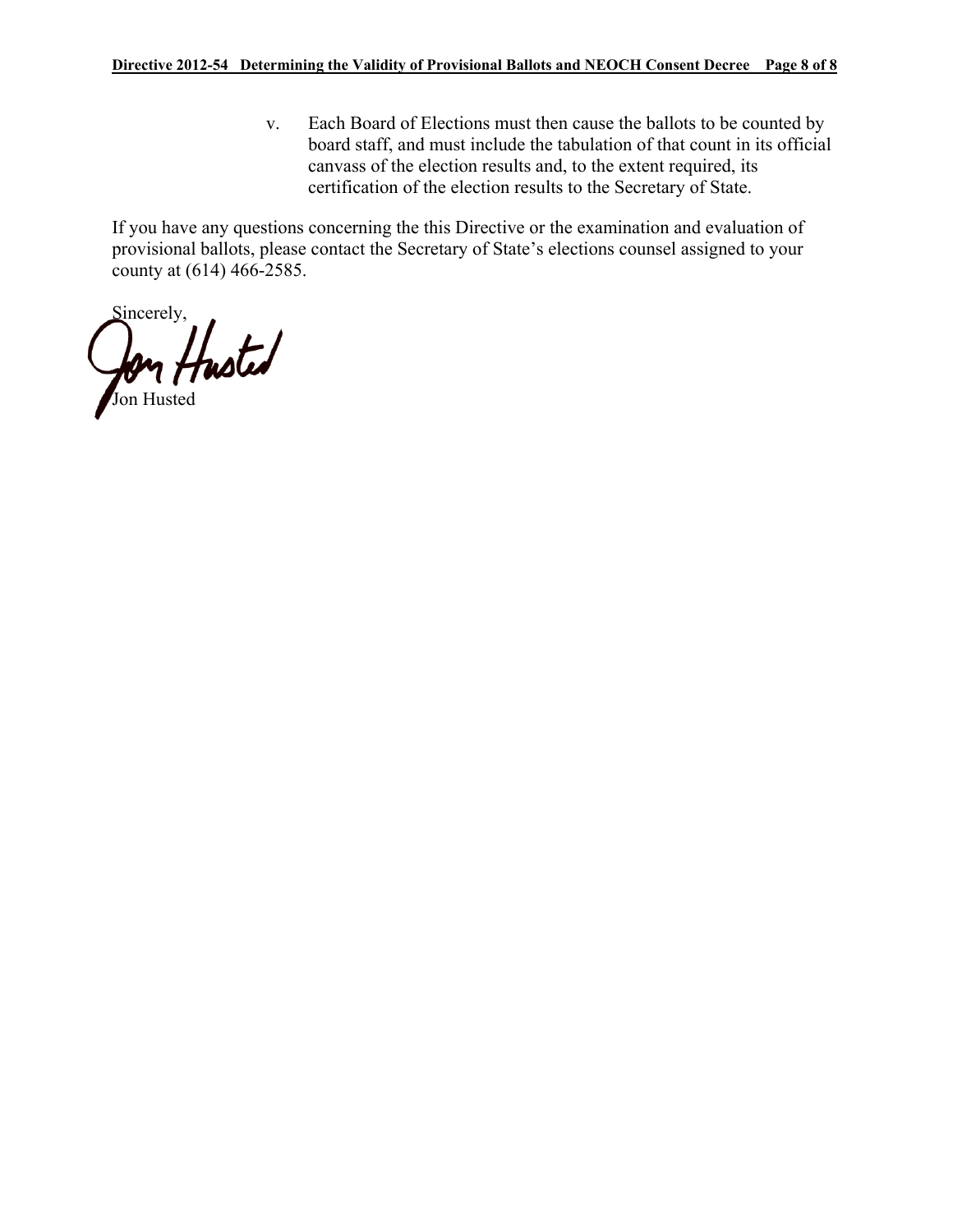v. Each Board of Elections must then cause the ballots to be counted by board staff, and must include the tabulation of that count in its official canvass of the election results and, to the extent required, its certification of the election results to the Secretary of State.

If you have any questions concerning the this Directive or the examination and evaluation of provisional ballots, please contact the Secretary of State's elections counsel assigned to your county at (614) 466-2585.

Sincerely,

Jon Husted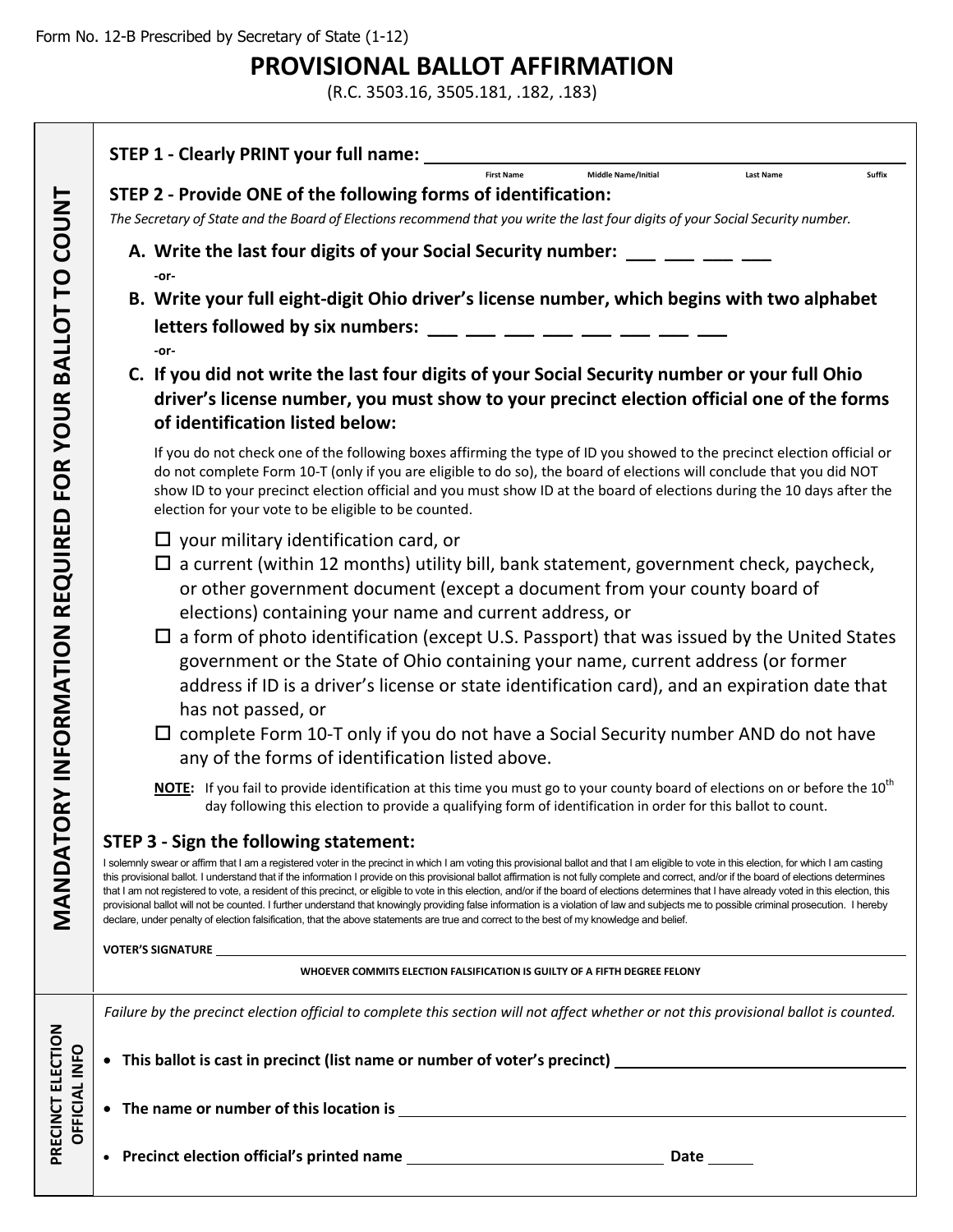Form No. 12-B Prescribed by Secretary of State (1-12)

# PROVISIONAL BALLOT AFFIRMATION

(R.C. 3503.16, 3505.181, .182, .183)

**MANDATORY INFORMATION REQUIRED FOR YOUR BALLOT TO COUNT**

**STEP 1 - Clearly PRINT your full name:** ______________________________________________

First Name Middle Name/Initial Last Name Suffix

**STEP 2 - Provide ONE of the following forms of identification:**

*The Secretary of State and the Board of Elections recommend that you write the last four digits of your Social Security number.*

**A. Write the last four digits of your Social Security number:** ___ ___ ___ ___

**-or-**

**B. Write your full eight-digit Ohio driver's license number, which begins with two alphabet letters followed by six numbers:** ___ ___ ___ ___ ___ ___ ___ ___

**-or-**

**C. If you did not write the last four digits of your Social Security number or your full Ohio driver's license number, you must show to your precinct election official one of the forms of identification listed below:**

If you do not check one of the following boxes affirming the type of ID you showed to the precinct election official or do not complete Form 10-T (only if you are eligible to do so), the board of elections will conclude that you did NOT show ID to your precinct election official and you must show ID at the board of elections during the 10 days after the election for your vote to be eligible to be counted.

- ☐ your military identification card, or
- ☐ a current (within 12 months) utility bill, bank statement, government check, paycheck, or other government document (except a document from your county board of elections) containing your name and current address, or
- ☐ a form of photo identification (except U.S. Passport) that was issued by the United States government or the State of Ohio containing your name, current address (or former address if ID is a driver's license or state identification card), and an expiration date that has not passed, or
- ☐ complete Form 10-T only if you do not have a Social Security number AND do not have any of the forms of identification listed above.

**NOTE:** If you fail to provide identification at this time you must go to your county board of elections on or before the 10th day following this election to provide a qualifying form of identification in order for this ballot to count.

**STEP 3 - Sign the following statement:**

I solemnly swear or affirm that I am a registered voter in the precinct in which I am voting this provisional ballot and that I am eligible to vote in this election, for which I am casting this provisional ballot. I understand that if the information I provide on this provisional ballot affirmation is not fully complete and correct, and/or if the board of elections determines that I am not registered to vote, a resident of this precinct, or eligible to vote in this election, and/or if the board of elections determines that I have already voted in this election, this provisional ballot will not be counted. I further understand that knowingly providing false information is a violation of law and subjects me to possible criminal prosecution. I hereby declare, under penalty of election falsification, that the above statements are true and correct to the best of my knowledge and belief.

**VOTER'S SIGNATURE** ______________________________________________

**WHOEVER COMMITS ELECTION FALSIFICATION IS GUILTY OF A FIFTH DEGREE FELONY**

**PRECINCT ELECTION OFFICIAL INFO**

*Failure by the precinct election official to complete this section will not affect whether or not this provisional ballot is counted.*

- **This ballot is cast in precinct (list name or number of voter's precinct)** ____________________
- **The name or number of this location is** ____________________
- **Precinct election official's printed name** ____________________ **Date** ______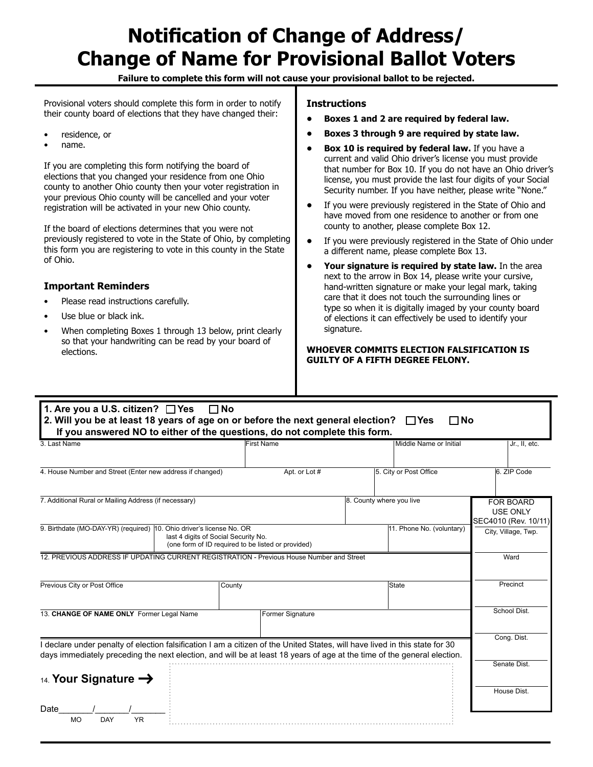# Notification of Change of Address/ Change of Name for Provisional Ballot Voters

**Failure to complete this form will not cause your provisional ballot to be rejected.**

Provisional voters should complete this form in order to notify their county board of elections that they have changed their:

- residence, or
- name.

If you are completing this form notifying the board of elections that you changed your residence from one Ohio county to another Ohio county then your voter registration in your previous Ohio county will be cancelled and your voter registration will be activated in your new Ohio county.

If the board of elections determines that you were not previously registered to vote in the State of Ohio, by completing this form you are registering to vote in this county in the State of Ohio.

### Important Reminders

- Please read instructions carefully.
- Use blue or black ink.
- When completing Boxes 1 through 13 below, print clearly so that your handwriting can be read by your board of elections.

### Instructions

- **Boxes 1 and 2 are required by federal law.**
- **Boxes 3 through 9 are required by state law.**
- **Box 10 is required by federal law.** If you have a current and valid Ohio driver's license you must provide that number for Box 10. If you do not have an Ohio driver's license, you must provide the last four digits of your Social Security number. If you have neither, please write "None."
- If you were previously registered in the State of Ohio and have moved from one residence to another or from one county to another, please complete Box 12.
- If you were previously registered in the State of Ohio under a different name, please complete Box 13.
- **Your signature is required by state law.** In the area next to the arrow in Box 14, please write your cursive, hand-written signature or make your legal mark, taking care that it does not touch the surrounding lines or type so when it is digitally imaged by your county board of elections it can effectively be used to identify your signature.

**WHOEVER COMMITS ELECTION FALSIFICATION IS GUILTY OF A FIFTH DEGREE FELONY.**

---

**1. Are you a U.S. citizen?** ☐ **Yes** ☐ **No**

**2. Will you be at least 18 years of age on or before the next general election?** ☐ **Yes** ☐ **No**

**If you answered NO to either of the questions, do not complete this form.**

| 3. Last Name | First Name | Middle Name or Initial | Jr., II, etc. |
|---|---|---|---|
| | | | |

| 4. House Number and Street (Enter new address if changed) | Apt. or Lot # | 5. City or Post Office | 6. ZIP Code |
|---|---|---|---|
| | | | |

| 7. Additional Rural or Mailing Address (if necessary) | 8. County where you live |
|---|---|
| | |

| 9. Birthdate (MO-DAY-YR) (required) | 10. Ohio driver's license No. OR last 4 digits of Social Security No. (one form of ID required to be listed or provided) | 11. Phone No. (voluntary) |
|---|---|---|
| | | |

12. PREVIOUS ADDRESS IF UPDATING CURRENT REGISTRATION - Previous House Number and Street

| Previous City or Post Office | County | State |
|---|---|---|
| | | |

| 13. **CHANGE OF NAME ONLY** Former Legal Name | Former Signature |
|---|---|
| | |

I declare under penalty of election falsification I am a citizen of the United States, will have lived in this state for 30 days immediately preceding the next election, and will be at least 18 years of age at the time of the general election.

14. **Your Signature** →

Date\_\_\_\_\_\_\_/\_\_\_\_\_\_\_/\_\_\_\_\_\_\_
MO DAY YR

**FOR BOARD USE ONLY**
SEC4010 (Rev. 10/11)

- City, Village, Twp.
- Ward
- Precinct
- School Dist.
- Cong. Dist.
- Senate Dist.
- House Dist.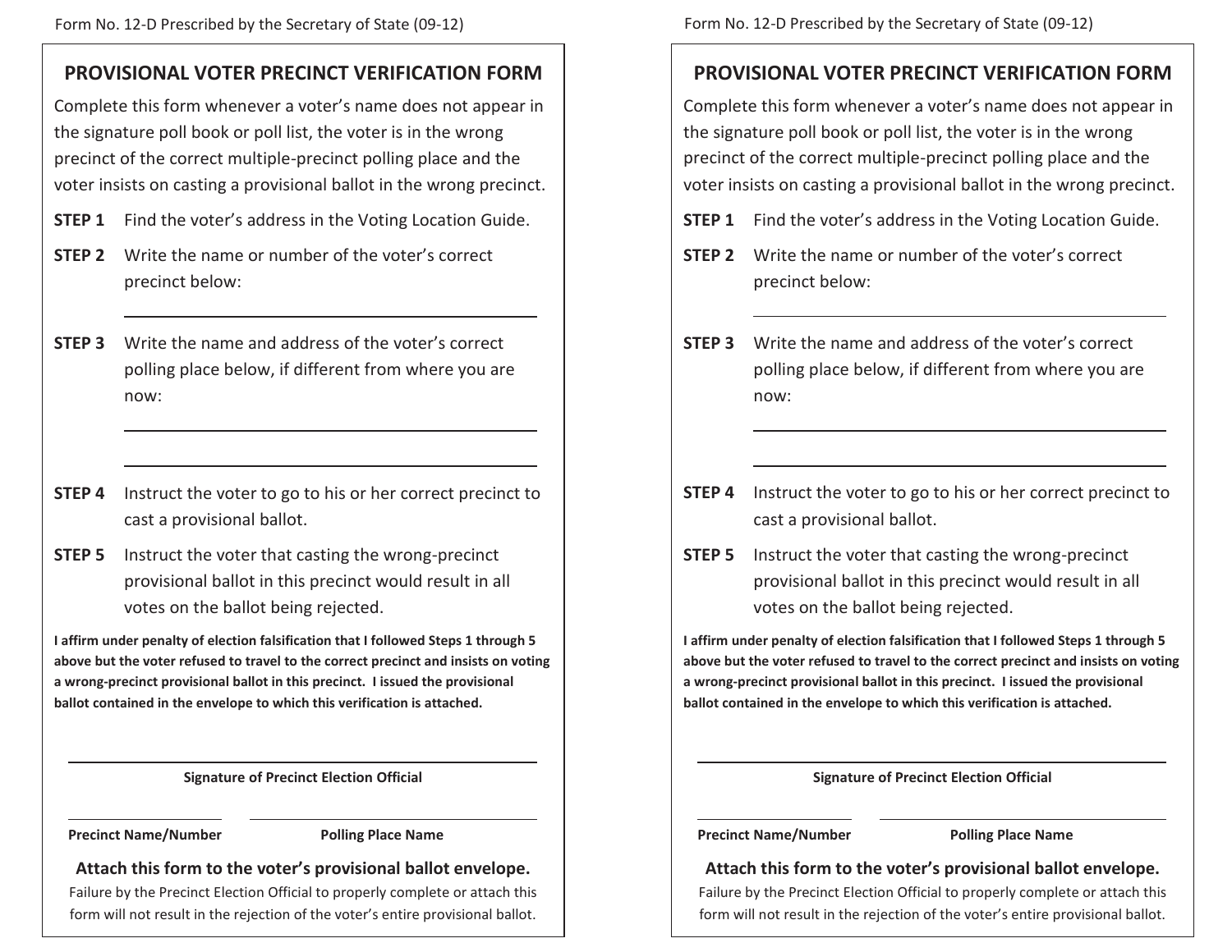Form No. 12-D Prescribed by the Secretary of State (09-12)

## PROVISIONAL VOTER PRECINCT VERIFICATION FORM

Complete this form whenever a voter's name does not appear in the signature poll book or poll list, the voter is in the wrong precinct of the correct multiple-precinct polling place and the voter insists on casting a provisional ballot in the wrong precinct.

**STEP 1** Find the voter's address in the Voting Location Guide.

**STEP 2** Write the name or number of the voter's correct precinct below:

\_\_\_\_\_\_\_\_\_\_\_\_\_\_\_\_\_\_\_\_\_\_\_\_\_\_\_\_\_\_\_\_\_\_\_\_\_\_\_\_

**STEP 3** Write the name and address of the voter's correct polling place below, if different from where you are now:

\_\_\_\_\_\_\_\_\_\_\_\_\_\_\_\_\_\_\_\_\_\_\_\_\_\_\_\_\_\_\_\_\_\_\_\_\_\_\_\_

\_\_\_\_\_\_\_\_\_\_\_\_\_\_\_\_\_\_\_\_\_\_\_\_\_\_\_\_\_\_\_\_\_\_\_\_\_\_\_\_

**STEP 4** Instruct the voter to go to his or her correct precinct to cast a provisional ballot.

**STEP 5** Instruct the voter that casting the wrong-precinct provisional ballot in this precinct would result in all votes on the ballot being rejected.

**I affirm under penalty of election falsification that I followed Steps 1 through 5 above but the voter refused to travel to the correct precinct and insists on voting a wrong-precinct provisional ballot in this precinct. I issued the provisional ballot contained in the envelope to which this verification is attached.**

\_\_\_\_\_\_\_\_\_\_\_\_\_\_\_\_\_\_\_\_\_\_\_\_\_\_\_\_\_\_\_\_\_\_\_\_\_\_\_\_

**Signature of Precinct Election Official**

\_\_\_\_\_\_\_\_\_\_\_\_\_\_\_\_\_\_\_\_ \_\_\_\_\_\_\_\_\_\_\_\_\_\_\_\_\_\_\_\_

**Precinct Name/Number** **Polling Place Name**

**Attach this form to the voter's provisional ballot envelope.**

Failure by the Precinct Election Official to properly complete or attach this form will not result in the rejection of the voter's entire provisional ballot.

---

Form No. 12-D Prescribed by the Secretary of State (09-12)

## PROVISIONAL VOTER PRECINCT VERIFICATION FORM

Complete this form whenever a voter's name does not appear in the signature poll book or poll list, the voter is in the wrong precinct of the correct multiple-precinct polling place and the voter insists on casting a provisional ballot in the wrong precinct.

**STEP 1** Find the voter's address in the Voting Location Guide.

**STEP 2** Write the name or number of the voter's correct precinct below:

\_\_\_\_\_\_\_\_\_\_\_\_\_\_\_\_\_\_\_\_\_\_\_\_\_\_\_\_\_\_\_\_\_\_\_\_\_\_\_\_

**STEP 3** Write the name and address of the voter's correct polling place below, if different from where you are now:

\_\_\_\_\_\_\_\_\_\_\_\_\_\_\_\_\_\_\_\_\_\_\_\_\_\_\_\_\_\_\_\_\_\_\_\_\_\_\_\_

\_\_\_\_\_\_\_\_\_\_\_\_\_\_\_\_\_\_\_\_\_\_\_\_\_\_\_\_\_\_\_\_\_\_\_\_\_\_\_\_

**STEP 4** Instruct the voter to go to his or her correct precinct to cast a provisional ballot.

**STEP 5** Instruct the voter that casting the wrong-precinct provisional ballot in this precinct would result in all votes on the ballot being rejected.

**I affirm under penalty of election falsification that I followed Steps 1 through 5 above but the voter refused to travel to the correct precinct and insists on voting a wrong-precinct provisional ballot in this precinct. I issued the provisional ballot contained in the envelope to which this verification is attached.**

\_\_\_\_\_\_\_\_\_\_\_\_\_\_\_\_\_\_\_\_\_\_\_\_\_\_\_\_\_\_\_\_\_\_\_\_\_\_\_\_

**Signature of Precinct Election Official**

\_\_\_\_\_\_\_\_\_\_\_\_\_\_\_\_\_\_\_\_ \_\_\_\_\_\_\_\_\_\_\_\_\_\_\_\_\_\_\_\_

**Precinct Name/Number** **Polling Place Name**

**Attach this form to the voter's provisional ballot envelope.**

Failure by the Precinct Election Official to properly complete or attach this form will not result in the rejection of the voter's entire provisional ballot.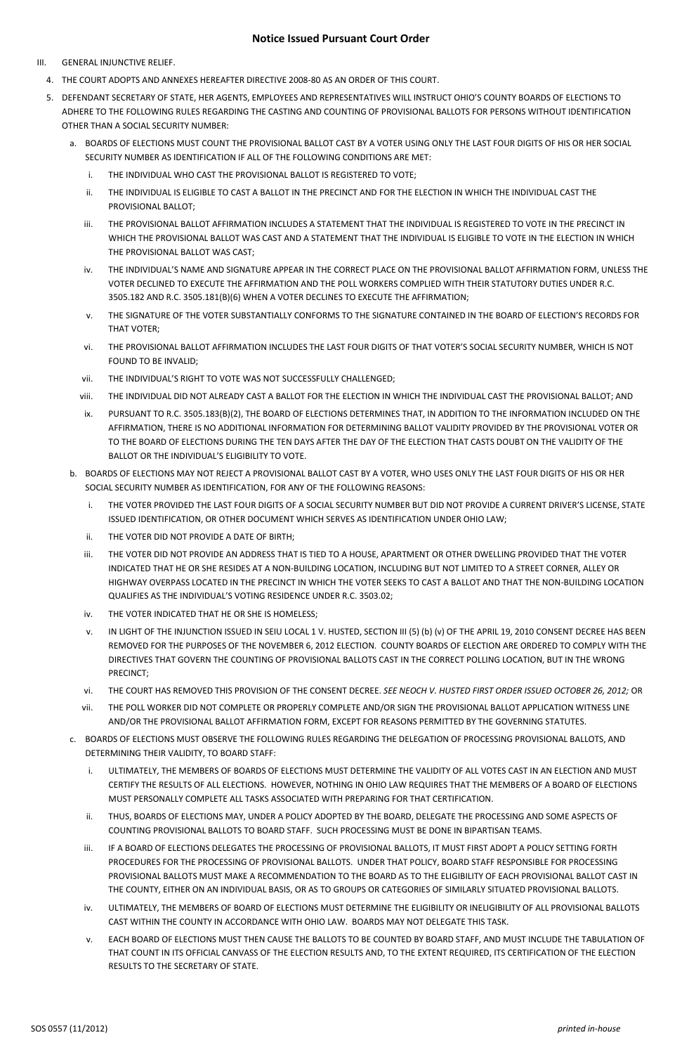## Notice Issued Pursuant Court Order

III. GENERAL INJUNCTIVE RELIEF.

4. THE COURT ADOPTS AND ANNEXES HEREAFTER DIRECTIVE 2008-80 AS AN ORDER OF THIS COURT.

5. DEFENDANT SECRETARY OF STATE, HER AGENTS, EMPLOYEES AND REPRESENTATIVES WILL INSTRUCT OHIO'S COUNTY BOARDS OF ELECTIONS TO ADHERE TO THE FOLLOWING RULES REGARDING THE CASTING AND COUNTING OF PROVISIONAL BALLOTS FOR PERSONS WITHOUT IDENTIFICATION OTHER THAN A SOCIAL SECURITY NUMBER:

   a. BOARDS OF ELECTIONS MUST COUNT THE PROVISIONAL BALLOT CAST BY A VOTER USING ONLY THE LAST FOUR DIGITS OF HIS OR HER SOCIAL SECURITY NUMBER AS IDENTIFICATION IF ALL OF THE FOLLOWING CONDITIONS ARE MET:

      i. THE INDIVIDUAL WHO CAST THE PROVISIONAL BALLOT IS REGISTERED TO VOTE;

      ii. THE INDIVIDUAL IS ELIGIBLE TO CAST A BALLOT IN THE PRECINCT AND FOR THE ELECTION IN WHICH THE INDIVIDUAL CAST THE PROVISIONAL BALLOT;

      iii. THE PROVISIONAL BALLOT AFFIRMATION INCLUDES A STATEMENT THAT THE INDIVIDUAL IS REGISTERED TO VOTE IN THE PRECINCT IN WHICH THE PROVISIONAL BALLOT WAS CAST AND A STATEMENT THAT THE INDIVIDUAL IS ELIGIBLE TO VOTE IN THE ELECTION IN WHICH THE PROVISIONAL BALLOT WAS CAST;

      iv. THE INDIVIDUAL'S NAME AND SIGNATURE APPEAR IN THE CORRECT PLACE ON THE PROVISIONAL BALLOT AFFIRMATION FORM, UNLESS THE VOTER DECLINED TO EXECUTE THE AFFIRMATION AND THE POLL WORKERS COMPLIED WITH THEIR STATUTORY DUTIES UNDER R.C. 3505.182 AND R.C. 3505.181(B)(6) WHEN A VOTER DECLINES TO EXECUTE THE AFFIRMATION;

      v. THE SIGNATURE OF THE VOTER SUBSTANTIALLY CONFORMS TO THE SIGNATURE CONTAINED IN THE BOARD OF ELECTION'S RECORDS FOR THAT VOTER;

      vi. THE PROVISIONAL BALLOT AFFIRMATION INCLUDES THE LAST FOUR DIGITS OF THAT VOTER'S SOCIAL SECURITY NUMBER, WHICH IS NOT FOUND TO BE INVALID;

      vii. THE INDIVIDUAL'S RIGHT TO VOTE WAS NOT SUCCESSFULLY CHALLENGED;

      viii. THE INDIVIDUAL DID NOT ALREADY CAST A BALLOT FOR THE ELECTION IN WHICH THE INDIVIDUAL CAST THE PROVISIONAL BALLOT; AND

      ix. PURSUANT TO R.C. 3505.183(B)(2), THE BOARD OF ELECTIONS DETERMINES THAT, IN ADDITION TO THE INFORMATION INCLUDED ON THE AFFIRMATION, THERE IS NO ADDITIONAL INFORMATION FOR DETERMINING BALLOT VALIDITY PROVIDED BY THE PROVISIONAL VOTER OR TO THE BOARD OF ELECTIONS DURING THE TEN DAYS AFTER THE DAY OF THE ELECTION THAT CASTS DOUBT ON THE VALIDITY OF THE BALLOT OR THE INDIVIDUAL'S ELIGIBILITY TO VOTE.

   b. BOARDS OF ELECTIONS MAY NOT REJECT A PROVISIONAL BALLOT CAST BY A VOTER, WHO USES ONLY THE LAST FOUR DIGITS OF HIS OR HER SOCIAL SECURITY NUMBER AS IDENTIFICATION, FOR ANY OF THE FOLLOWING REASONS:

      i. THE VOTER PROVIDED THE LAST FOUR DIGITS OF A SOCIAL SECURITY NUMBER BUT DID NOT PROVIDE A CURRENT DRIVER'S LICENSE, STATE ISSUED IDENTIFICATION, OR OTHER DOCUMENT WHICH SERVES AS IDENTIFICATION UNDER OHIO LAW;

      ii. THE VOTER DID NOT PROVIDE A DATE OF BIRTH;

      iii. THE VOTER DID NOT PROVIDE AN ADDRESS THAT IS TIED TO A HOUSE, APARTMENT OR OTHER DWELLING PROVIDED THAT THE VOTER INDICATED THAT HE OR SHE RESIDES AT A NON-BUILDING LOCATION, INCLUDING BUT NOT LIMITED TO A STREET CORNER, ALLEY OR HIGHWAY OVERPASS LOCATED IN THE PRECINCT IN WHICH THE VOTER SEEKS TO CAST A BALLOT AND THAT THE NON-BUILDING LOCATION QUALIFIES AS THE INDIVIDUAL'S VOTING RESIDENCE UNDER R.C. 3503.02;

      iv. THE VOTER INDICATED THAT HE OR SHE IS HOMELESS;

      v. IN LIGHT OF THE INJUNCTION ISSUED IN SEIU LOCAL 1 V. HUSTED, SECTION III (5) (b) (v) OF THE APRIL 19, 2010 CONSENT DECREE HAS BEEN REMOVED FOR THE PURPOSES OF THE NOVEMBER 6, 2012 ELECTION. COUNTY BOARDS OF ELECTION ARE ORDERED TO COMPLY WITH THE DIRECTIVES THAT GOVERN THE COUNTING OF PROVISIONAL BALLOTS CAST IN THE CORRECT POLLING LOCATION, BUT IN THE WRONG PRECINCT;

      vi. THE COURT HAS REMOVED THIS PROVISION OF THE CONSENT DECREE. *SEE NEOCH V. HUSTED FIRST ORDER ISSUED OCTOBER 26, 2012;* OR

      vii. THE POLL WORKER DID NOT COMPLETE OR PROPERLY COMPLETE AND/OR SIGN THE PROVISIONAL BALLOT APPLICATION WITNESS LINE AND/OR THE PROVISIONAL BALLOT AFFIRMATION FORM, EXCEPT FOR REASONS PERMITTED BY THE GOVERNING STATUTES.

   c. BOARDS OF ELECTIONS MUST OBSERVE THE FOLLOWING RULES REGARDING THE DELEGATION OF PROCESSING PROVISIONAL BALLOTS, AND DETERMINING THEIR VALIDITY, TO BOARD STAFF:

      i. ULTIMATELY, THE MEMBERS OF BOARDS OF ELECTIONS MUST DETERMINE THE VALIDITY OF ALL VOTES CAST IN AN ELECTION AND MUST CERTIFY THE RESULTS OF ALL ELECTIONS. HOWEVER, NOTHING IN OHIO LAW REQUIRES THAT THE MEMBERS OF A BOARD OF ELECTIONS MUST PERSONALLY COMPLETE ALL TASKS ASSOCIATED WITH PREPARING FOR THAT CERTIFICATION.

      ii. THUS, BOARDS OF ELECTIONS MAY, UNDER A POLICY ADOPTED BY THE BOARD, DELEGATE THE PROCESSING AND SOME ASPECTS OF COUNTING PROVISIONAL BALLOTS TO BOARD STAFF. SUCH PROCESSING MUST BE DONE IN BIPARTISAN TEAMS.

      iii. IF A BOARD OF ELECTIONS DELEGATES THE PROCESSING OF PROVISIONAL BALLOTS, IT MUST FIRST ADOPT A POLICY SETTING FORTH PROCEDURES FOR THE PROCESSING OF PROVISIONAL BALLOTS. UNDER THAT POLICY, BOARD STAFF RESPONSIBLE FOR PROCESSING PROVISIONAL BALLOTS MUST MAKE A RECOMMENDATION TO THE BOARD AS TO THE ELIGIBILITY OF EACH PROVISIONAL BALLOT CAST IN THE COUNTY, EITHER ON AN INDIVIDUAL BASIS, OR AS TO GROUPS OR CATEGORIES OF SIMILARLY SITUATED PROVISIONAL BALLOTS.

      iv. ULTIMATELY, THE MEMBERS OF BOARD OF ELECTIONS MUST DETERMINE THE ELIGIBILITY OR INELIGIBILITY OF ALL PROVISIONAL BALLOTS CAST WITHIN THE COUNTY IN ACCORDANCE WITH OHIO LAW. BOARDS MAY NOT DELEGATE THIS TASK.

      v. EACH BOARD OF ELECTIONS MUST THEN CAUSE THE BALLOTS TO BE COUNTED BY BOARD STAFF, AND MUST INCLUDE THE TABULATION OF THAT COUNT IN ITS OFFICIAL CANVASS OF THE ELECTION RESULTS AND, TO THE EXTENT REQUIRED, ITS CERTIFICATION OF THE ELECTION RESULTS TO THE SECRETARY OF STATE.

SOS 0557 (11/2012) *printed in-house*